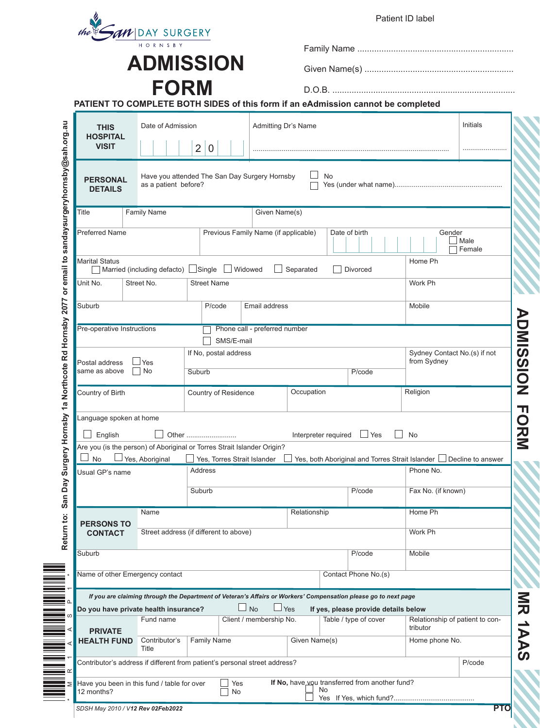the San | DAY SURGERY HORNSBY

# ADMISSION FORM

Patient ID label

Family Name ................................................................

Given Name(s) ............................................................

D.O.B. .........................................................................

**PATIENT TO COMPLETE BOTH SIDES of this form if an eAdmission cannot be completed**

Return to: San Day Surgery Hornsby 1a Northcote Rd Hornsby 2077 or email to sandaysurgeryhornsby@sah.org.au

| **THIS HOSPITAL VISIT** | Date of Admission: ☐☐ / ☐☐ / 2 0 ☐☐ | Admitting Dr's Name ............................................................ | Initials ...................... |
|---|---|---|---|

**PERSONAL DETAILS**

Have you attended The San Day Surgery Hornsby as a patient before? ☐ No ☐ Yes (under what name)......................................................

| Title | Family Name | Given Name(s) | |
|---|---|---|---|
| Preferred Name | Previous Family Name (if applicable) | Date of birth | Gender ☐ Male ☐ Female |

Marital Status ☐ Married (including defacto) ☐ Single ☐ Widowed ☐ Separated ☐ Divorced | Home Ph

| Unit No. | Street No. | Street Name | Work Ph |
|---|---|---|---|
| Suburb | P/code | Email address | Mobile |

Pre-operative Instructions ☐ Phone call - preferred number ☐ SMS/E-mail

Postal address same as above ☐ Yes ☐ No | If No, postal address | Suburb | P/code | Sydney Contact No.(s) if not from Sydney

| Country of Birth | Country of Residence | Occupation | Religion |
|---|---|---|---|

Language spoken at home ☐ English ☐ Other .......................... Interpreter required ☐ Yes ☐ No

Are you (is the person) of Aboriginal or Torres Strait Islander Origin?
☐ No ☐ Yes, Aboriginal ☐ Yes, Torres Strait Islander ☐ Yes, both Aboriginal and Torres Strait Islander ☐ Decline to answer

| Usual GP's name | Address | | Phone No. |
|---|---|---|---|
| | Suburb | P/code | Fax No. (if known) |

**PERSONS TO CONTACT**

| Name | Relationship | Home Ph |
|---|---|---|
| Street address (if different to above) | | Work Ph |
| Suburb | P/code | Mobile |
| Name of other Emergency contact | Contact Phone No.(s) | |

*If you are claiming through the Department of Veteran's Affairs or Workers' Compensation please go to next page*

**Do you have private health insurance?** ☐ No ☐ Yes **If yes, please provide details below**

**PRIVATE HEALTH FUND**

| Fund name | Client / membership No. | Table / type of cover | Relationship of patient to contributor |
|---|---|---|---|
| Contributor's Title | Family Name | Given Name(s) | Home phone No. |

Contributor's address if different from patient's personal street address? | P/code

Have you been in this fund / table for over 12 months? ☐ Yes ☐ No | **If No,** have you transferred from another fund? ☐ No ☐ Yes If Yes, which fund?.........................................

SDSH May 2010 / V*12 Rev 02Feb2022*

**PTO**

ADMISSION FORM

MR 1AAS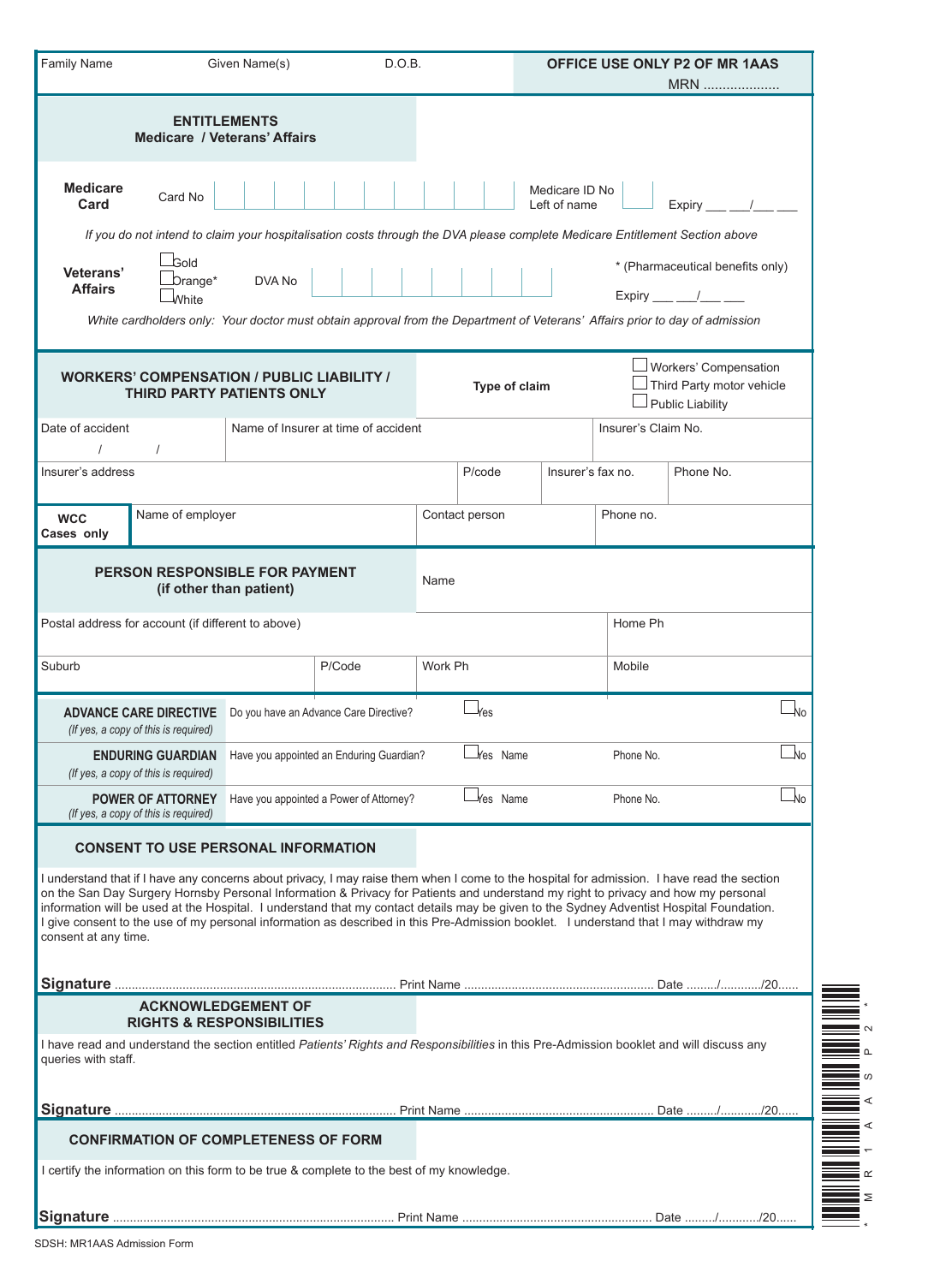| Family Name | Given Name(s) | D.O.B. | **OFFICE USE ONLY P2 OF MR 1AAS** MRN .................... |
|---|---|---|---|

## ENTITLEMENTS
**Medicare / Veterans' Affairs**

**Medicare Card** Card No | | | | | | | | | | | Medicare ID No Left of name | | Expiry ___ ___/___ ___

*If you do not intend to claim your hospitalisation costs through the DVA please complete Medicare Entitlement Section above*

**Veterans' Affairs**
- ☐ Gold
- ☐ Orange*
- ☐ White

DVA No | | | | | | | | |

\* (Pharmaceutical benefits only)

Expiry ___ ___/___ ___

*White cardholders only: Your doctor must obtain approval from the Department of Veterans' Affairs prior to day of admission*

## WORKERS' COMPENSATION / PUBLIC LIABILITY / THIRD PARTY PATIENTS ONLY

**Type of claim**
- ☐ Workers' Compensation
- ☐ Third Party motor vehicle
- ☐ Public Liability

| Date of accident / / | Name of Insurer at time of accident | | | Insurer's Claim No. |
|---|---|---|---|---|
| Insurer's address | | P/code | Insurer's fax no. | Phone No. |
| **WCC Cases only** | Name of employer | Contact person | | Phone no. |

## PERSON RESPONSIBLE FOR PAYMENT (if other than patient)

Name

| Postal address for account (if different to above) | | | Home Ph |
|---|---|---|---|
| Suburb | P/Code | Work Ph | Mobile |

| | | | | |
|---|---|---|---|---|
| **ADVANCE CARE DIRECTIVE** *(If yes, a copy of this is required)* | Do you have an Advance Care Directive? | ☐ Yes | | ☐ No |
| **ENDURING GUARDIAN** *(If yes, a copy of this is required)* | Have you appointed an Enduring Guardian? | ☐ Yes Name | Phone No. | ☐ No |
| **POWER OF ATTORNEY** *(If yes, a copy of this is required)* | Have you appointed a Power of Attorney? | ☐ Yes Name | Phone No. | ☐ No |

## CONSENT TO USE PERSONAL INFORMATION

I understand that if I have any concerns about privacy, I may raise them when I come to the hospital for admission. I have read the section on the San Day Surgery Hornsby Personal Information & Privacy for Patients and understand my right to privacy and how my personal information will be used at the Hospital. I understand that my contact details may be given to the Sydney Adventist Hospital Foundation. I give consent to the use of my personal information as described in this Pre-Admission booklet. I understand that I may withdraw my consent at any time.

**Signature** ................................................................................ Print Name ...................................................... Date ........./.........../20......

## ACKNOWLEDGEMENT OF RIGHTS & RESPONSIBILITIES

I have read and understand the section entitled *Patients' Rights and Responsibilities* in this Pre-Admission booklet and will discuss any queries with staff.

**Signature** ................................................................................ Print Name ...................................................... Date ........./.........../20......

## CONFIRMATION OF COMPLETENESS OF FORM

I certify the information on this form to be true & complete to the best of my knowledge.

**Signature** ................................................................................ Print Name ...................................................... Date ........./.........../20......

SDSH: MR1AAS Admission Form

\*MR1AASP2\*